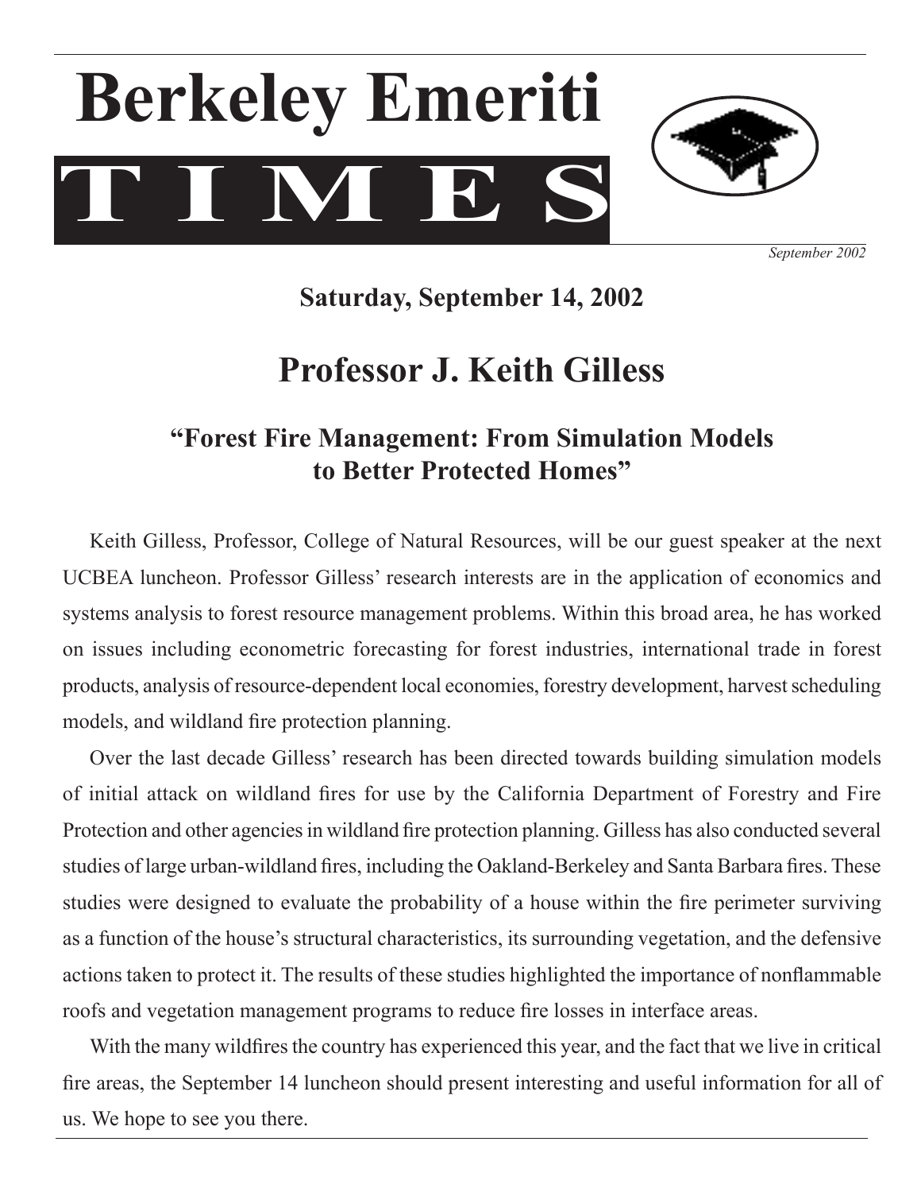# Berkeley Emeriti TIMES

*September 2002*

## Saturday, September 14, 2002

## Professor J. Keith Gilless

### "Forest Fire Management: From Simulation Models to Better Protected Homes"

Keith Gilless, Professor, College of Natural Resources, will be our guest speaker at the next UCBEA luncheon. Professor Gilless' research interests are in the application of economics and systems analysis to forest resource management problems. Within this broad area, he has worked on issues including econometric forecasting for forest industries, international trade in forest products, analysis of resource-dependent local economies, forestry development, harvest scheduling models, and wildland fire protection planning.

Over the last decade Gilless' research has been directed towards building simulation models of initial attack on wildland fires for use by the California Department of Forestry and Fire Protection and other agencies in wildland fire protection planning. Gilless has also conducted several studies of large urban-wildland fires, including the Oakland-Berkeley and Santa Barbara fires. These studies were designed to evaluate the probability of a house within the fire perimeter surviving as a function of the house's structural characteristics, its surrounding vegetation, and the defensive actions taken to protect it. The results of these studies highlighted the importance of nonflammable roofs and vegetation management programs to reduce fire losses in interface areas.

With the many wildfires the country has experienced this year, and the fact that we live in critical fire areas, the September 14 luncheon should present interesting and useful information for all of us. We hope to see you there.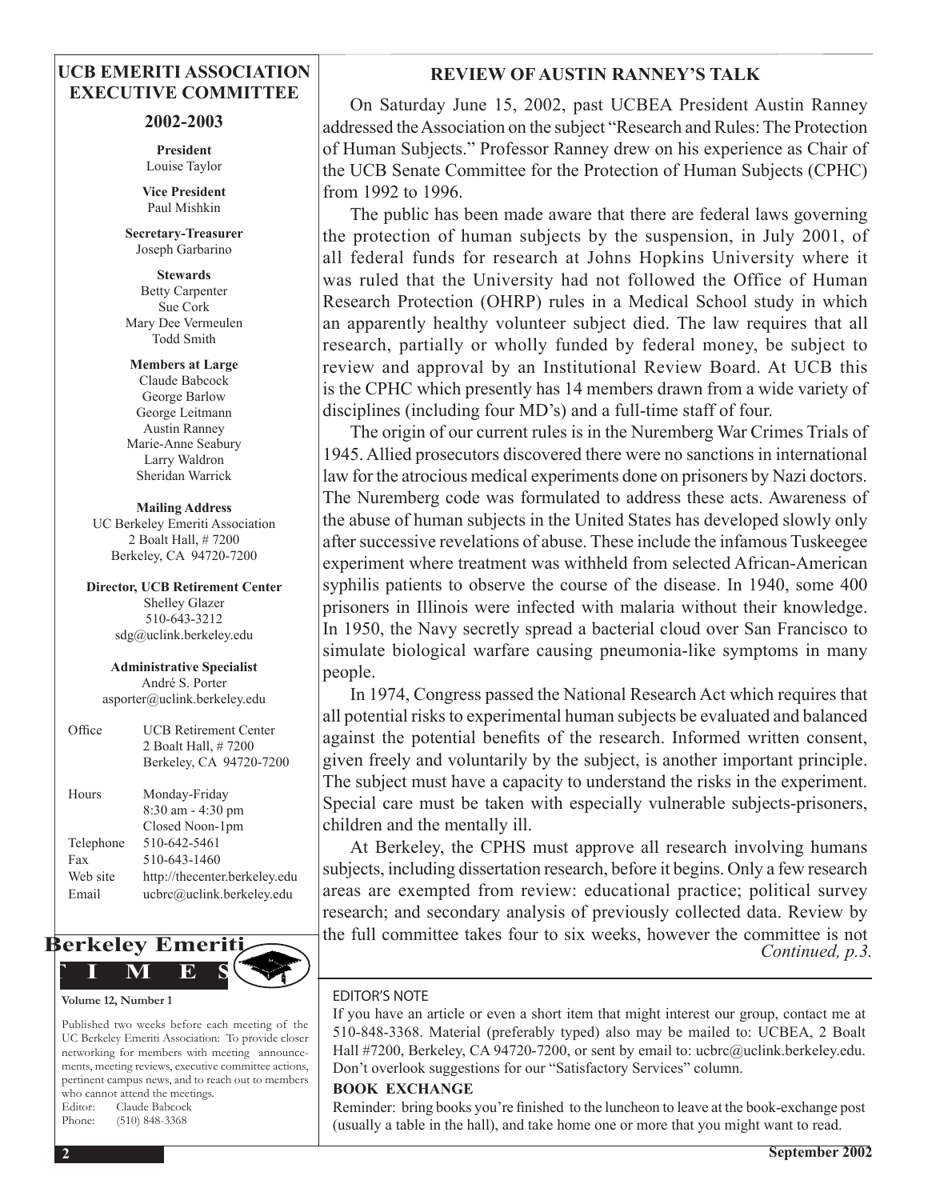## UCB EMERITI ASSOCIATION EXECUTIVE COMMITTEE

### 2002-2003

**President**
Louise Taylor

**Vice President**
Paul Mishkin

**Secretary-Treasurer**
Joseph Garbarino

**Stewards**
Betty Carpenter
Sue Cork
Mary Dee Vermeulen
Todd Smith

**Members at Large**
Claude Babcock
George Barlow
George Leitmann
Austin Ranney
Marie-Anne Seabury
Larry Waldron
Sheridan Warrick

**Mailing Address**
UC Berkeley Emeriti Association
2 Boalt Hall, # 7200
Berkeley, CA 94720-7200

**Director, UCB Retirement Center**
Shelley Glazer
510-643-3212
sdg@uclink.berkeley.edu

**Administrative Specialist**
André S. Porter
asporter@uclink.berkeley.edu

| | |
|---|---|
| Office | UCB Retirement Center<br>2 Boalt Hall, # 7200<br>Berkeley, CA 94720-7200 |
| Hours | Monday-Friday<br>8:30 am - 4:30 pm<br>Closed Noon-1pm |
| Telephone | 510-642-5461 |
| Fax | 510-643-1460 |
| Web site | http://thecenter.berkeley.edu |
| Email | ucbrc@uclink.berkeley.edu |

**Berkeley Emeriti TIMES**

**Volume 12, Number 1**

Published two weeks before each meeting of the UC Berkeley Emeriti Association: To provide closer networking for members with meeting announcements, meeting reviews, executive committee actions, pertinent campus news, and to reach out to members who cannot attend the meetings.
Editor: Claude Babcock
Phone: (510) 848-3368

## REVIEW OF AUSTIN RANNEY'S TALK

On Saturday June 15, 2002, past UCBEA President Austin Ranney addressed the Association on the subject "Research and Rules: The Protection of Human Subjects." Professor Ranney drew on his experience as Chair of the UCB Senate Committee for the Protection of Human Subjects (CPHC) from 1992 to 1996.

The public has been made aware that there are federal laws governing the protection of human subjects by the suspension, in July 2001, of all federal funds for research at Johns Hopkins University where it was ruled that the University had not followed the Office of Human Research Protection (OHRP) rules in a Medical School study in which an apparently healthy volunteer subject died. The law requires that all research, partially or wholly funded by federal money, be subject to review and approval by an Institutional Review Board. At UCB this is the CPHC which presently has 14 members drawn from a wide variety of disciplines (including four MD's) and a full-time staff of four.

The origin of our current rules is in the Nuremberg War Crimes Trials of 1945. Allied prosecutors discovered there were no sanctions in international law for the atrocious medical experiments done on prisoners by Nazi doctors. The Nuremberg code was formulated to address these acts. Awareness of the abuse of human subjects in the United States has developed slowly only after successive revelations of abuse. These include the infamous Tuskeegee experiment where treatment was withheld from selected African-American syphilis patients to observe the course of the disease. In 1940, some 400 prisoners in Illinois were infected with malaria without their knowledge. In 1950, the Navy secretly spread a bacterial cloud over San Francisco to simulate biological warfare causing pneumonia-like symptoms in many people.

In 1974, Congress passed the National Research Act which requires that all potential risks to experimental human subjects be evaluated and balanced against the potential benefits of the research. Informed written consent, given freely and voluntarily by the subject, is another important principle. The subject must have a capacity to understand the risks in the experiment. Special care must be taken with especially vulnerable subjects-prisoners, children and the mentally ill.

At Berkeley, the CPHS must approve all research involving humans subjects, including dissertation research, before it begins. Only a few research areas are exempted from review: educational practice; political survey research; and secondary analysis of previously collected data. Review by the full committee takes four to six weeks, however the committee is not

*Continued, p.3.*

EDITOR'S NOTE

If you have an article or even a short item that might interest our group, contact me at 510-848-3368. Material (preferably typed) also may be mailed to: UCBEA, 2 Boalt Hall #7200, Berkeley, CA 94720-7200, or sent by email to: ucbrc@uclink.berkeley.edu. Don't overlook suggestions for our "Satisfactory Services" column.

**BOOK EXCHANGE**

Reminder: bring books you're finished to the luncheon to leave at the book-exchange post (usually a table in the hall), and take home one or more that you might want to read.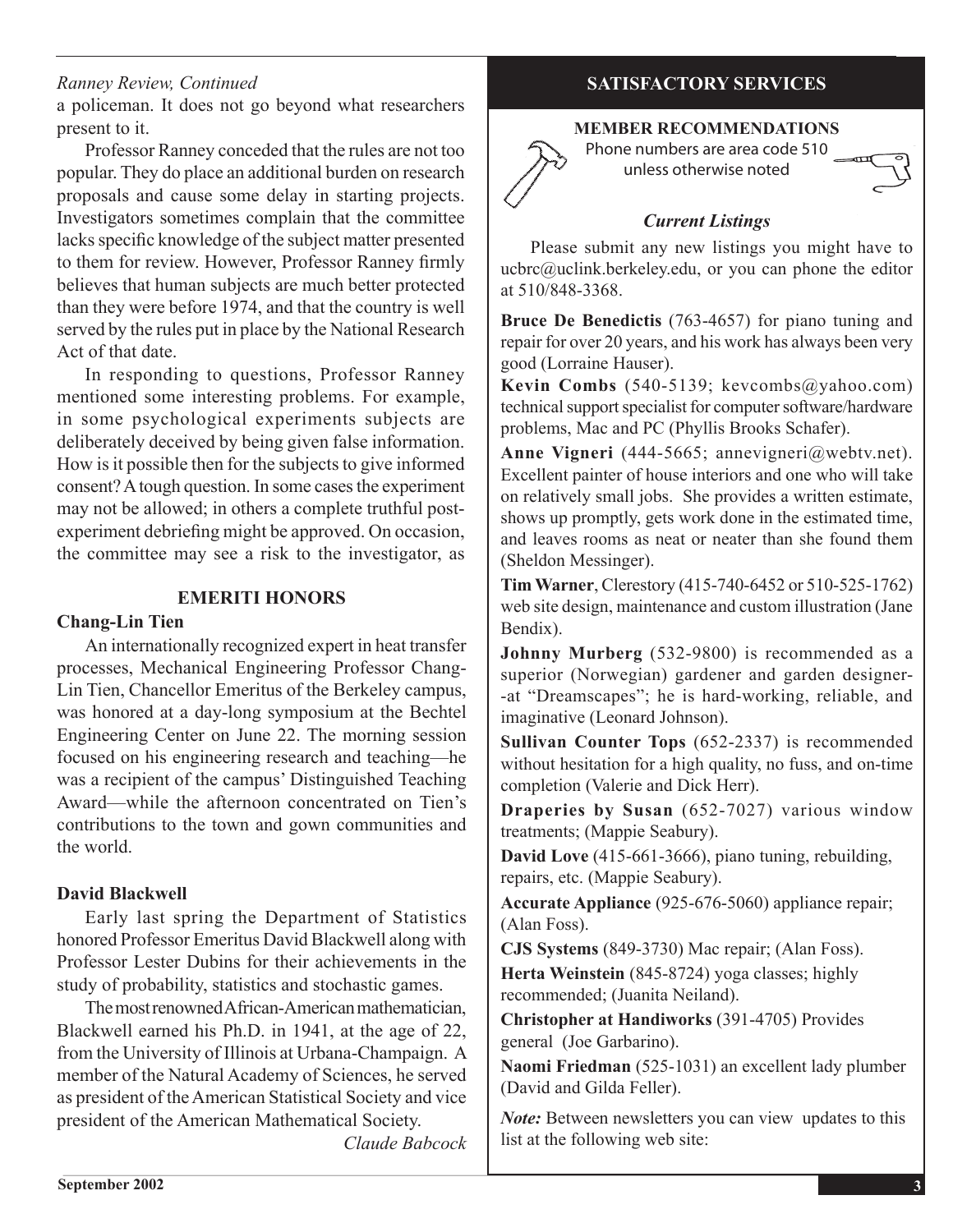*Ranney Review, Continued*

a policeman. It does not go beyond what researchers present to it.

Professor Ranney conceded that the rules are not too popular. They do place an additional burden on research proposals and cause some delay in starting projects. Investigators sometimes complain that the committee lacks specific knowledge of the subject matter presented to them for review. However, Professor Ranney firmly believes that human subjects are much better protected than they were before 1974, and that the country is well served by the rules put in place by the National Research Act of that date.

In responding to questions, Professor Ranney mentioned some interesting problems. For example, in some psychological experiments subjects are deliberately deceived by being given false information. How is it possible then for the subjects to give informed consent? A tough question. In some cases the experiment may not be allowed; in others a complete truthful post-experiment debriefing might be approved. On occasion, the committee may see a risk to the investigator, as

## EMERITI HONORS

**Chang-Lin Tien**

An internationally recognized expert in heat transfer processes, Mechanical Engineering Professor Chang-Lin Tien, Chancellor Emeritus of the Berkeley campus, was honored at a day-long symposium at the Bechtel Engineering Center on June 22. The morning session focused on his engineering research and teaching—he was a recipient of the campus' Distinguished Teaching Award—while the afternoon concentrated on Tien's contributions to the town and gown communities and the world.

**David Blackwell**

Early last spring the Department of Statistics honored Professor Emeritus David Blackwell along with Professor Lester Dubins for their achievements in the study of probability, statistics and stochastic games.

The most renowned African-American mathematician, Blackwell earned his Ph.D. in 1941, at the age of 22, from the University of Illinois at Urbana-Champaign. A member of the Natural Academy of Sciences, he served as president of the American Statistical Society and vice president of the American Mathematical Society.

*Claude Babcock*

## SATISFACTORY SERVICES

**MEMBER RECOMMENDATIONS**

Phone numbers are area code 510 unless otherwise noted

***Current Listings***

Please submit any new listings you might have to ucbrc@uclink.berkeley.edu, or you can phone the editor at 510/848-3368.

**Bruce De Benedictis** (763-4657) for piano tuning and repair for over 20 years, and his work has always been very good (Lorraine Hauser).

**Kevin Combs** (540-5139; kevcombs@yahoo.com) technical support specialist for computer software/hardware problems, Mac and PC (Phyllis Brooks Schafer).

**Anne Vigneri** (444-5665; annevigneri@webtv.net). Excellent painter of house interiors and one who will take on relatively small jobs. She provides a written estimate, shows up promptly, gets work done in the estimated time, and leaves rooms as neat or neater than she found them (Sheldon Messinger).

**Tim Warner**, Clerestory (415-740-6452 or 510-525-1762) web site design, maintenance and custom illustration (Jane Bendix).

**Johnny Murberg** (532-9800) is recommended as a superior (Norwegian) gardener and garden designer--at "Dreamscapes"; he is hard-working, reliable, and imaginative (Leonard Johnson).

**Sullivan Counter Tops** (652-2337) is recommended without hesitation for a high quality, no fuss, and on-time completion (Valerie and Dick Herr).

**Draperies by Susan** (652-7027) various window treatments; (Mappie Seabury).

**David Love** (415-661-3666), piano tuning, rebuilding, repairs, etc. (Mappie Seabury).

**Accurate Appliance** (925-676-5060) appliance repair; (Alan Foss).

**CJS Systems** (849-3730) Mac repair; (Alan Foss).

**Herta Weinstein** (845-8724) yoga classes; highly recommended; (Juanita Neiland).

**Christopher at Handiworks** (391-4705) Provides general (Joe Garbarino).

**Naomi Friedman** (525-1031) an excellent lady plumber (David and Gilda Feller).

*Note:* Between newsletters you can view updates to this list at the following web site: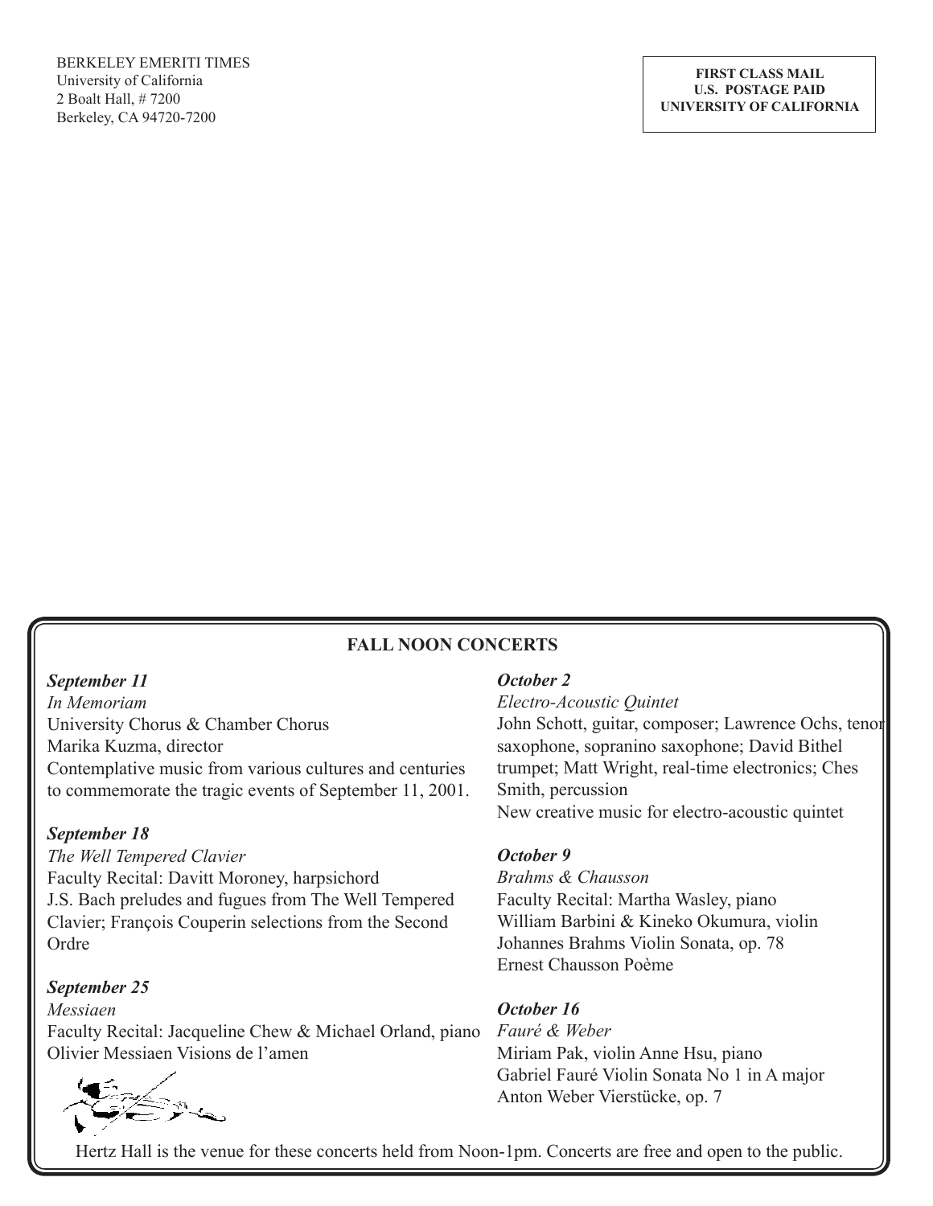BERKELEY EMERITI TIMES
University of California
2 Boalt Hall, # 7200
Berkeley, CA 94720-7200

**FIRST CLASS MAIL**
**U.S. POSTAGE PAID**
**UNIVERSITY OF CALIFORNIA**

## FALL NOON CONCERTS

***September 11***
*In Memoriam*
University Chorus & Chamber Chorus
Marika Kuzma, director
Contemplative music from various cultures and centuries to commemorate the tragic events of September 11, 2001.

***September 18***
*The Well Tempered Clavier*
Faculty Recital: Davitt Moroney, harpsichord
J.S. Bach preludes and fugues from The Well Tempered Clavier; François Couperin selections from the Second Ordre

***September 25***
*Messiaen*
Faculty Recital: Jacqueline Chew & Michael Orland, piano
Olivier Messiaen Visions de l'amen

***October 2***
*Electro-Acoustic Quintet*
John Schott, guitar, composer; Lawrence Ochs, tenor saxophone, sopranino saxophone; David Bithel trumpet; Matt Wright, real-time electronics; Ches Smith, percussion
New creative music for electro-acoustic quintet

***October 9***
*Brahms & Chausson*
Faculty Recital: Martha Wasley, piano
William Barbini & Kineko Okumura, violin
Johannes Brahms Violin Sonata, op. 78
Ernest Chausson Poème

***October 16***
*Fauré & Weber*
Miriam Pak, violin Anne Hsu, piano
Gabriel Fauré Violin Sonata No 1 in A major
Anton Weber Vierstücke, op. 7

Hertz Hall is the venue for these concerts held from Noon-1pm. Concerts are free and open to the public.